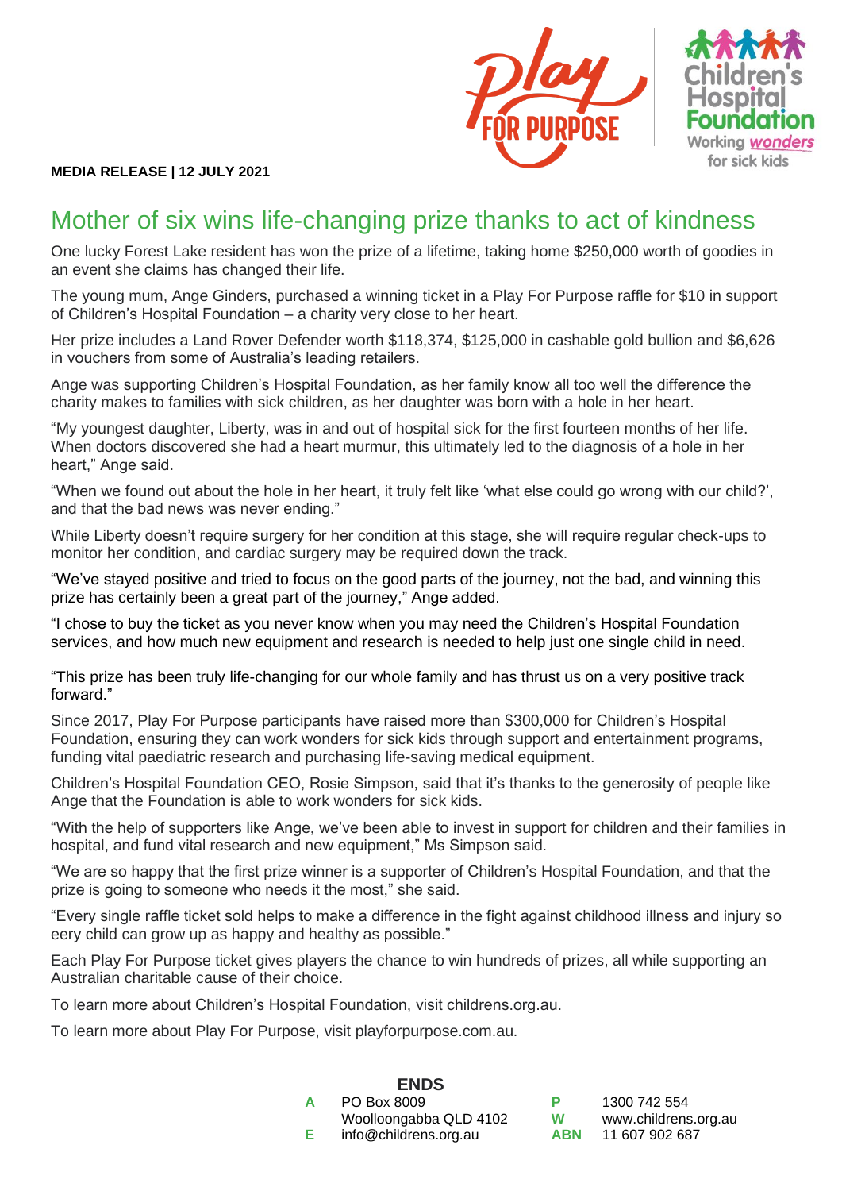**MEDIA RELEASE | 12 JULY 2021**

# Mother of six wins life-changing prize thanks to act of kindness

One lucky Forest Lake resident has won the prize of a lifetime, taking home $250,000 worth of goodies in an event she claims has changed their life.

The young mum, Ange Ginders, purchased a winning ticket in a Play For Purpose raffle for $10 in support of Children's Hospital Foundation – a charity very close to her heart.

Her prize includes a Land Rover Defender worth $118,374, $125,000 in cashable gold bullion and $6,626 in vouchers from some of Australia's leading retailers.

Ange was supporting Children's Hospital Foundation, as her family know all too well the difference the charity makes to families with sick children, as her daughter was born with a hole in her heart.

"My youngest daughter, Liberty, was in and out of hospital sick for the first fourteen months of her life. When doctors discovered she had a heart murmur, this ultimately led to the diagnosis of a hole in her heart," Ange said.

"When we found out about the hole in her heart, it truly felt like 'what else could go wrong with our child?', and that the bad news was never ending."

While Liberty doesn't require surgery for her condition at this stage, she will require regular check-ups to monitor her condition, and cardiac surgery may be required down the track.

"We've stayed positive and tried to focus on the good parts of the journey, not the bad, and winning this prize has certainly been a great part of the journey," Ange added.

"I chose to buy the ticket as you never know when you may need the Children's Hospital Foundation services, and how much new equipment and research is needed to help just one single child in need.

"This prize has been truly life-changing for our whole family and has thrust us on a very positive track forward."

Since 2017, Play For Purpose participants have raised more than $300,000 for Children's Hospital Foundation, ensuring they can work wonders for sick kids through support and entertainment programs, funding vital paediatric research and purchasing life-saving medical equipment.

Children's Hospital Foundation CEO, Rosie Simpson, said that it's thanks to the generosity of people like Ange that the Foundation is able to work wonders for sick kids.

"With the help of supporters like Ange, we've been able to invest in support for children and their families in hospital, and fund vital research and new equipment," Ms Simpson said.

"We are so happy that the first prize winner is a supporter of Children's Hospital Foundation, and that the prize is going to someone who needs it the most," she said.

"Every single raffle ticket sold helps to make a difference in the fight against childhood illness and injury so eery child can grow up as happy and healthy as possible."

Each Play For Purpose ticket gives players the chance to win hundreds of prizes, all while supporting an Australian charitable cause of their choice.

To learn more about Children's Hospital Foundation, visit childrens.org.au.

To learn more about Play For Purpose, visit playforpurpose.com.au.

**ENDS**

**A** PO Box 8009
Woolloongabba QLD 4102
**E** info@childrens.org.au
**P** 1300 742 554
**W** www.childrens.org.au
**ABN** 11 607 902 687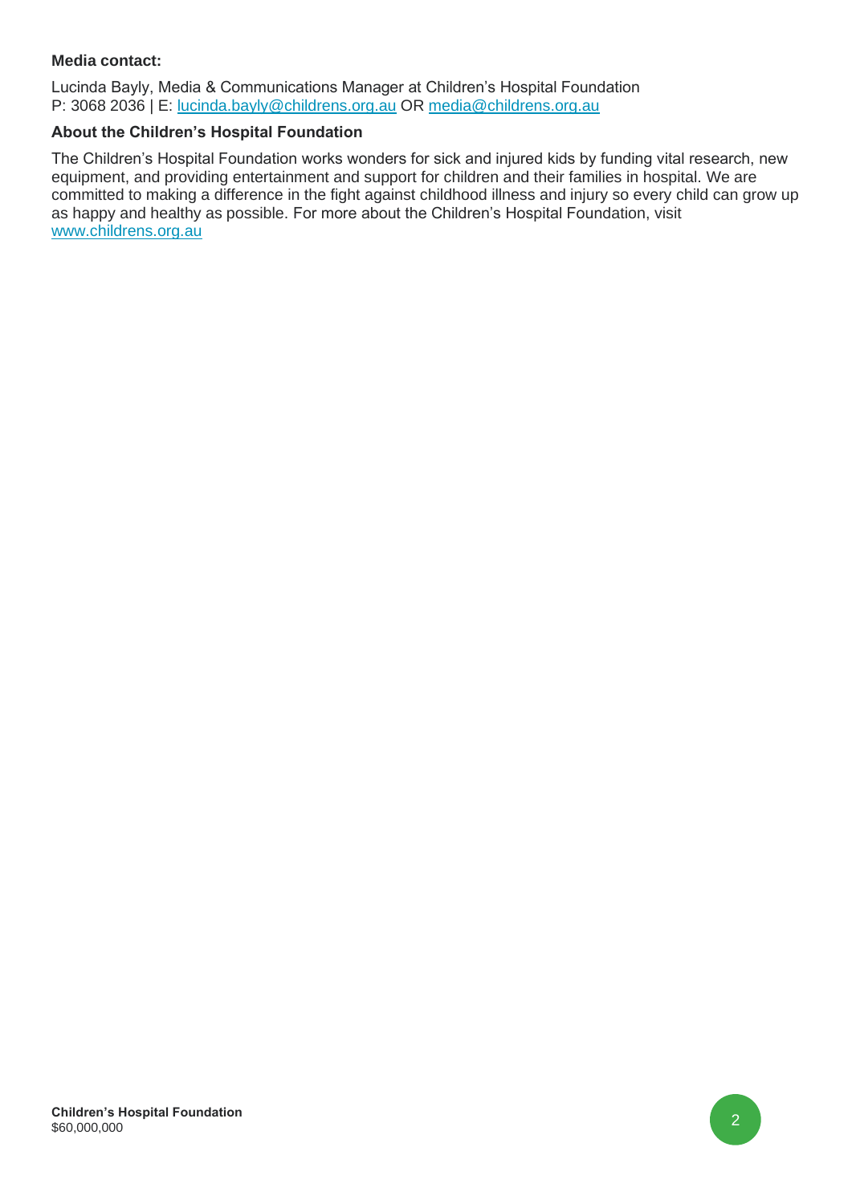**Media contact:**

Lucinda Bayly, Media & Communications Manager at Children's Hospital Foundation
P: 3068 2036 | E: lucinda.bayly@childrens.org.au OR media@childrens.org.au

**About the Children's Hospital Foundation**

The Children's Hospital Foundation works wonders for sick and injured kids by funding vital research, new equipment, and providing entertainment and support for children and their families in hospital. We are committed to making a difference in the fight against childhood illness and injury so every child can grow up as happy and healthy as possible. For more about the Children's Hospital Foundation, visit www.childrens.org.au